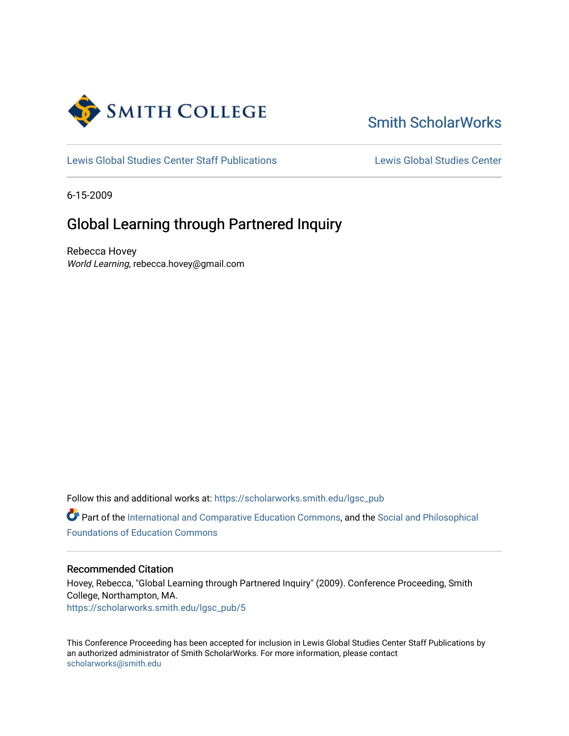Smith College

Smith ScholarWorks

Lewis Global Studies Center Staff Publications

Lewis Global Studies Center

6-15-2009

# Global Learning through Partnered Inquiry

Rebecca Hovey
*World Learning*, rebecca.hovey@gmail.com

Follow this and additional works at: https://scholarworks.smith.edu/lgsc_pub

Part of the International and Comparative Education Commons, and the Social and Philosophical Foundations of Education Commons

### Recommended Citation

Hovey, Rebecca, "Global Learning through Partnered Inquiry" (2009). Conference Proceeding, Smith College, Northampton, MA.
https://scholarworks.smith.edu/lgsc_pub/5

This Conference Proceeding has been accepted for inclusion in Lewis Global Studies Center Staff Publications by an authorized administrator of Smith ScholarWorks. For more information, please contact scholarworks@smith.edu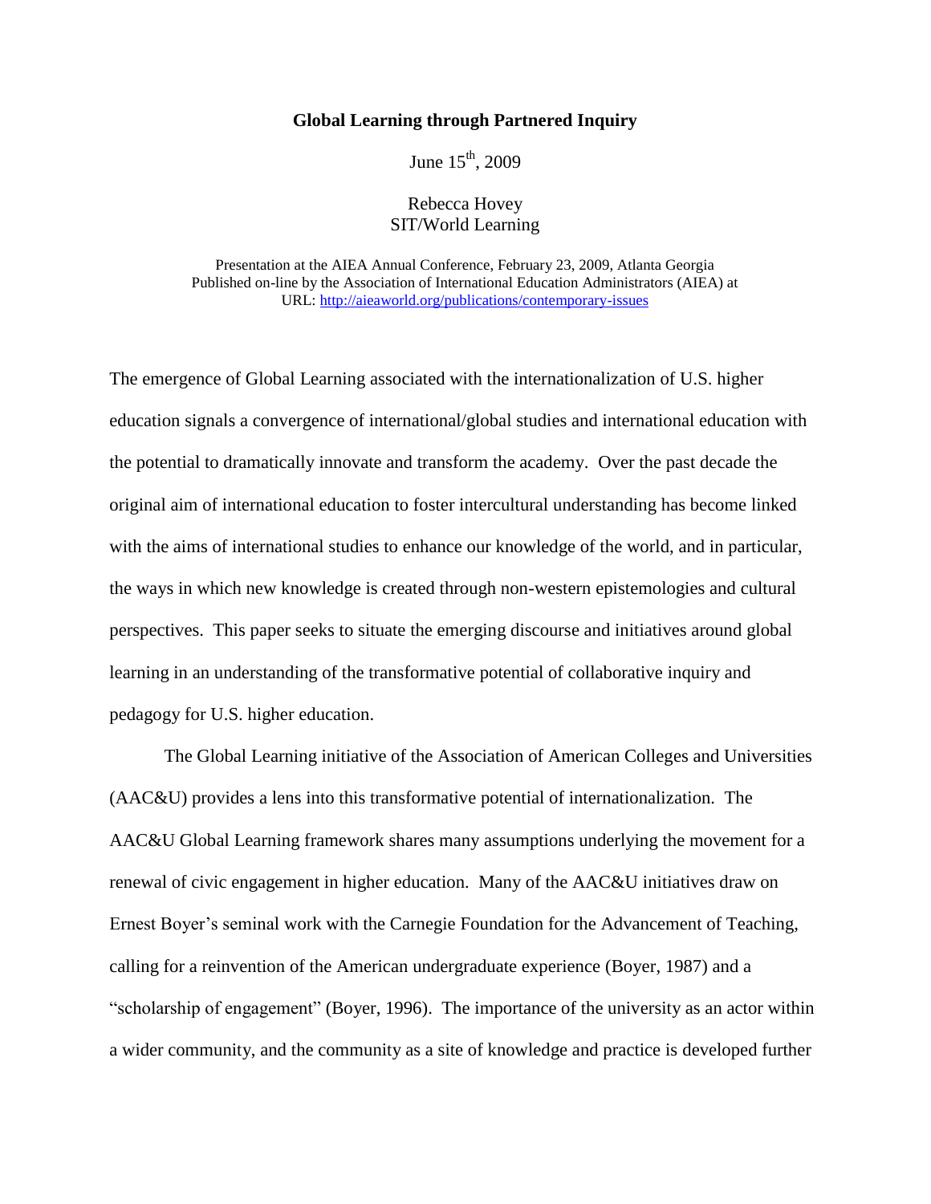**Global Learning through Partnered Inquiry**

June 15th, 2009

Rebecca Hovey
SIT/World Learning

Presentation at the AIEA Annual Conference, February 23, 2009, Atlanta Georgia
Published on-line by the Association of International Education Administrators (AIEA) at URL: http://aieaworld.org/publications/contemporary-issues

The emergence of Global Learning associated with the internationalization of U.S. higher education signals a convergence of international/global studies and international education with the potential to dramatically innovate and transform the academy. Over the past decade the original aim of international education to foster intercultural understanding has become linked with the aims of international studies to enhance our knowledge of the world, and in particular, the ways in which new knowledge is created through non-western epistemologies and cultural perspectives. This paper seeks to situate the emerging discourse and initiatives around global learning in an understanding of the transformative potential of collaborative inquiry and pedagogy for U.S. higher education.

The Global Learning initiative of the Association of American Colleges and Universities (AAC&U) provides a lens into this transformative potential of internationalization. The AAC&U Global Learning framework shares many assumptions underlying the movement for a renewal of civic engagement in higher education. Many of the AAC&U initiatives draw on Ernest Boyer's seminal work with the Carnegie Foundation for the Advancement of Teaching, calling for a reinvention of the American undergraduate experience (Boyer, 1987) and a "scholarship of engagement" (Boyer, 1996). The importance of the university as an actor within a wider community, and the community as a site of knowledge and practice is developed further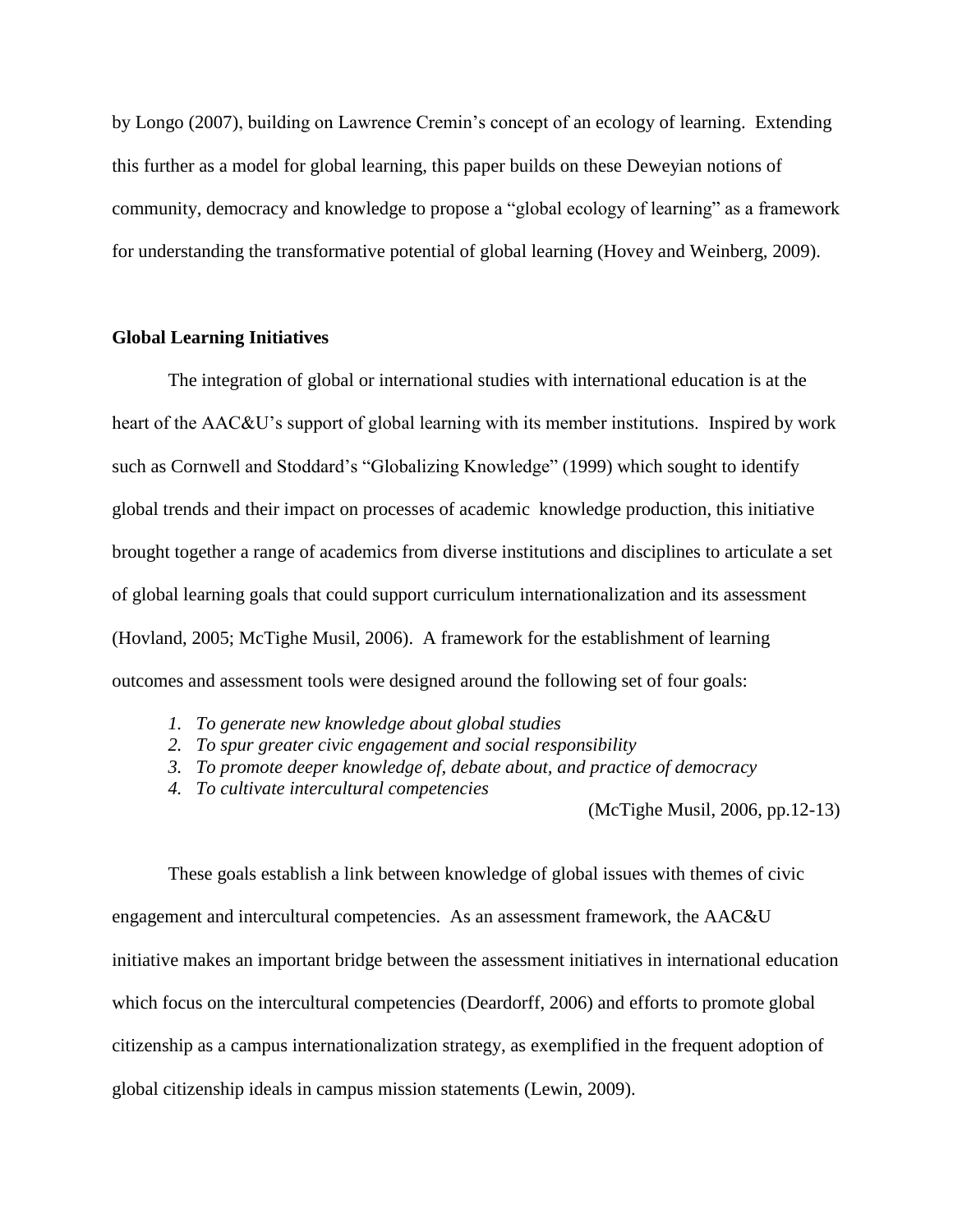by Longo (2007), building on Lawrence Cremin's concept of an ecology of learning. Extending this further as a model for global learning, this paper builds on these Deweyian notions of community, democracy and knowledge to propose a "global ecology of learning" as a framework for understanding the transformative potential of global learning (Hovey and Weinberg, 2009).

## Global Learning Initiatives

The integration of global or international studies with international education is at the heart of the AAC&U's support of global learning with its member institutions. Inspired by work such as Cornwell and Stoddard's "Globalizing Knowledge" (1999) which sought to identify global trends and their impact on processes of academic knowledge production, this initiative brought together a range of academics from diverse institutions and disciplines to articulate a set of global learning goals that could support curriculum internationalization and its assessment (Hovland, 2005; McTighe Musil, 2006). A framework for the establishment of learning outcomes and assessment tools were designed around the following set of four goals:

1. *To generate new knowledge about global studies*
2. *To spur greater civic engagement and social responsibility*
3. *To promote deeper knowledge of, debate about, and practice of democracy*
4. *To cultivate intercultural competencies*

(McTighe Musil, 2006, pp.12-13)

These goals establish a link between knowledge of global issues with themes of civic engagement and intercultural competencies. As an assessment framework, the AAC&U initiative makes an important bridge between the assessment initiatives in international education which focus on the intercultural competencies (Deardorff, 2006) and efforts to promote global citizenship as a campus internationalization strategy, as exemplified in the frequent adoption of global citizenship ideals in campus mission statements (Lewin, 2009).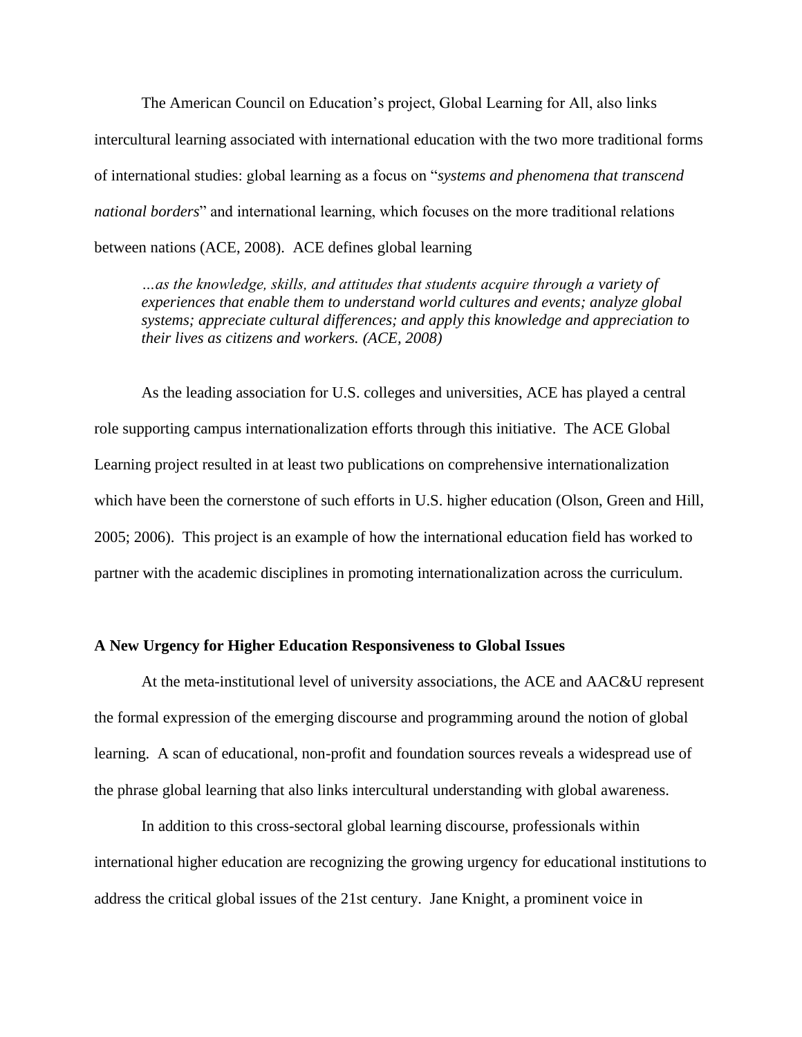The American Council on Education's project, Global Learning for All, also links intercultural learning associated with international education with the two more traditional forms of international studies: global learning as a focus on "*systems and phenomena that transcend national borders*" and international learning, which focuses on the more traditional relations between nations (ACE, 2008). ACE defines global learning

> *…as the knowledge, skills, and attitudes that students acquire through a variety of experiences that enable them to understand world cultures and events; analyze global systems; appreciate cultural differences; and apply this knowledge and appreciation to their lives as citizens and workers. (ACE, 2008)*

As the leading association for U.S. colleges and universities, ACE has played a central role supporting campus internationalization efforts through this initiative. The ACE Global Learning project resulted in at least two publications on comprehensive internationalization which have been the cornerstone of such efforts in U.S. higher education (Olson, Green and Hill, 2005; 2006). This project is an example of how the international education field has worked to partner with the academic disciplines in promoting internationalization across the curriculum.

**A New Urgency for Higher Education Responsiveness to Global Issues**

At the meta-institutional level of university associations, the ACE and AAC&U represent the formal expression of the emerging discourse and programming around the notion of global learning. A scan of educational, non-profit and foundation sources reveals a widespread use of the phrase global learning that also links intercultural understanding with global awareness.

In addition to this cross-sectoral global learning discourse, professionals within international higher education are recognizing the growing urgency for educational institutions to address the critical global issues of the 21st century. Jane Knight, a prominent voice in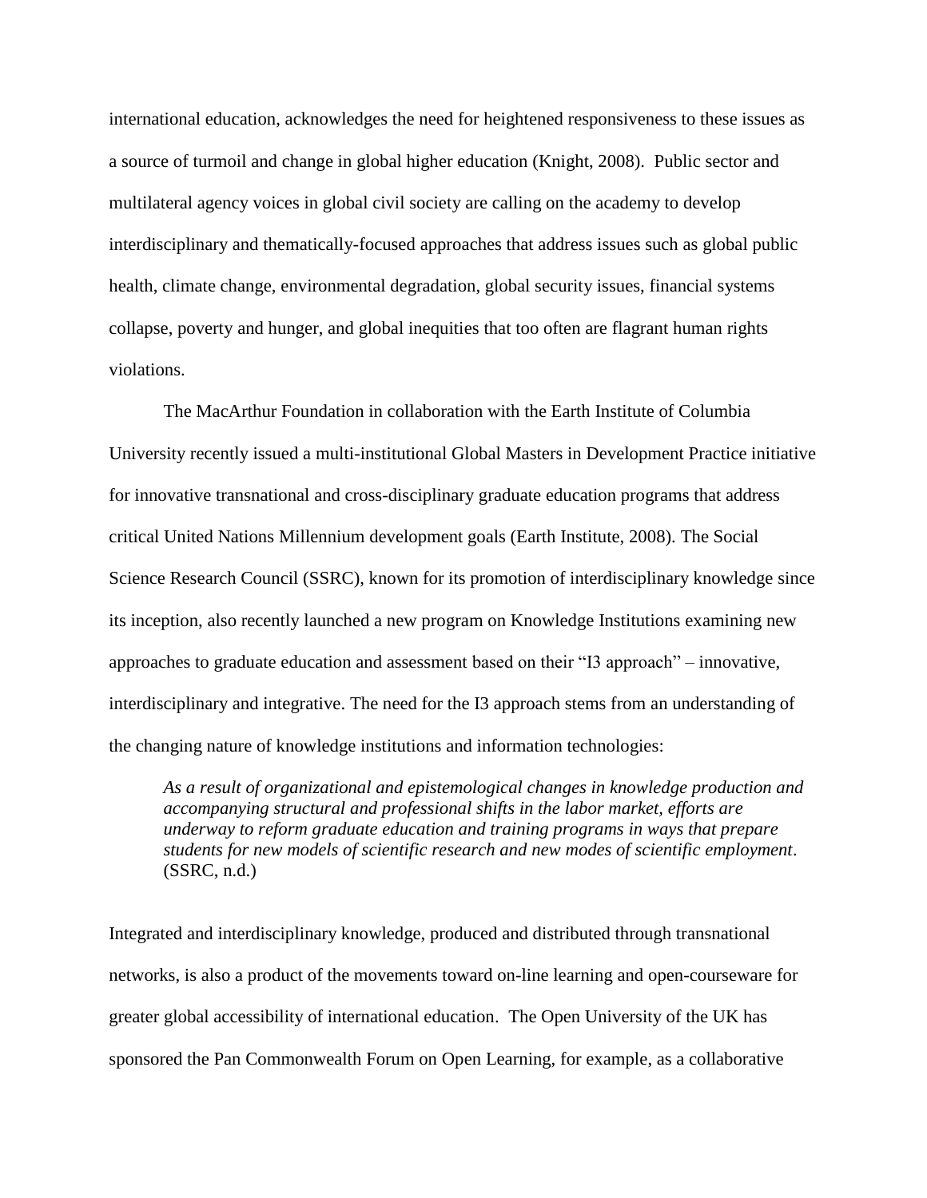international education, acknowledges the need for heightened responsiveness to these issues as a source of turmoil and change in global higher education (Knight, 2008). Public sector and multilateral agency voices in global civil society are calling on the academy to develop interdisciplinary and thematically-focused approaches that address issues such as global public health, climate change, environmental degradation, global security issues, financial systems collapse, poverty and hunger, and global inequities that too often are flagrant human rights violations.

The MacArthur Foundation in collaboration with the Earth Institute of Columbia University recently issued a multi-institutional Global Masters in Development Practice initiative for innovative transnational and cross-disciplinary graduate education programs that address critical United Nations Millennium development goals (Earth Institute, 2008). The Social Science Research Council (SSRC), known for its promotion of interdisciplinary knowledge since its inception, also recently launched a new program on Knowledge Institutions examining new approaches to graduate education and assessment based on their "I3 approach" – innovative, interdisciplinary and integrative. The need for the I3 approach stems from an understanding of the changing nature of knowledge institutions and information technologies:

> *As a result of organizational and epistemological changes in knowledge production and accompanying structural and professional shifts in the labor market, efforts are underway to reform graduate education and training programs in ways that prepare students for new models of scientific research and new modes of scientific employment*. (SSRC, n.d.)

Integrated and interdisciplinary knowledge, produced and distributed through transnational networks, is also a product of the movements toward on-line learning and open-courseware for greater global accessibility of international education. The Open University of the UK has sponsored the Pan Commonwealth Forum on Open Learning, for example, as a collaborative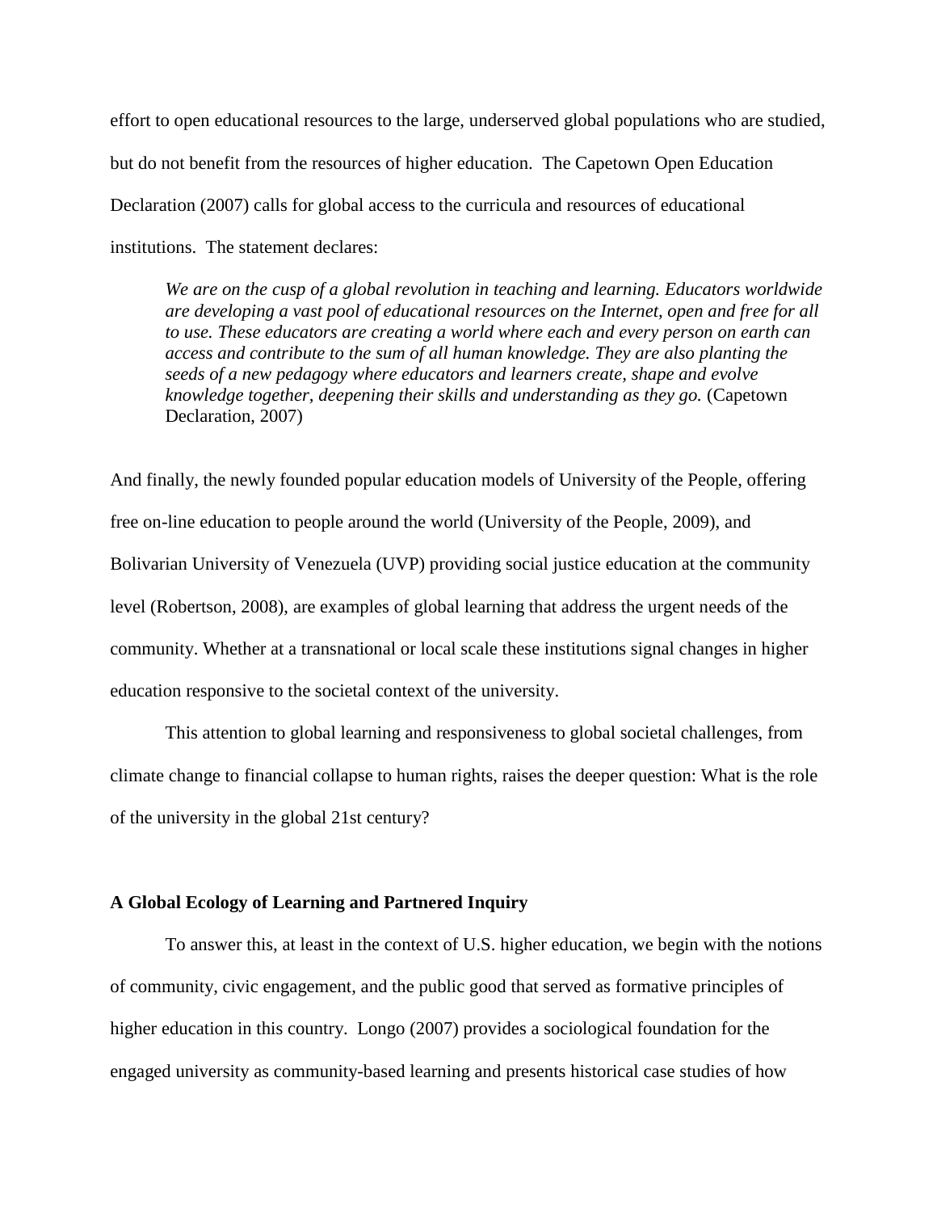effort to open educational resources to the large, underserved global populations who are studied, but do not benefit from the resources of higher education. The Capetown Open Education Declaration (2007) calls for global access to the curricula and resources of educational institutions. The statement declares:

> *We are on the cusp of a global revolution in teaching and learning. Educators worldwide are developing a vast pool of educational resources on the Internet, open and free for all to use. These educators are creating a world where each and every person on earth can access and contribute to the sum of all human knowledge. They are also planting the seeds of a new pedagogy where educators and learners create, shape and evolve knowledge together, deepening their skills and understanding as they go.* (Capetown Declaration, 2007)

And finally, the newly founded popular education models of University of the People, offering free on-line education to people around the world (University of the People, 2009), and Bolivarian University of Venezuela (UVP) providing social justice education at the community level (Robertson, 2008), are examples of global learning that address the urgent needs of the community. Whether at a transnational or local scale these institutions signal changes in higher education responsive to the societal context of the university.

This attention to global learning and responsiveness to global societal challenges, from climate change to financial collapse to human rights, raises the deeper question: What is the role of the university in the global 21st century?

**A Global Ecology of Learning and Partnered Inquiry**

To answer this, at least in the context of U.S. higher education, we begin with the notions of community, civic engagement, and the public good that served as formative principles of higher education in this country. Longo (2007) provides a sociological foundation for the engaged university as community-based learning and presents historical case studies of how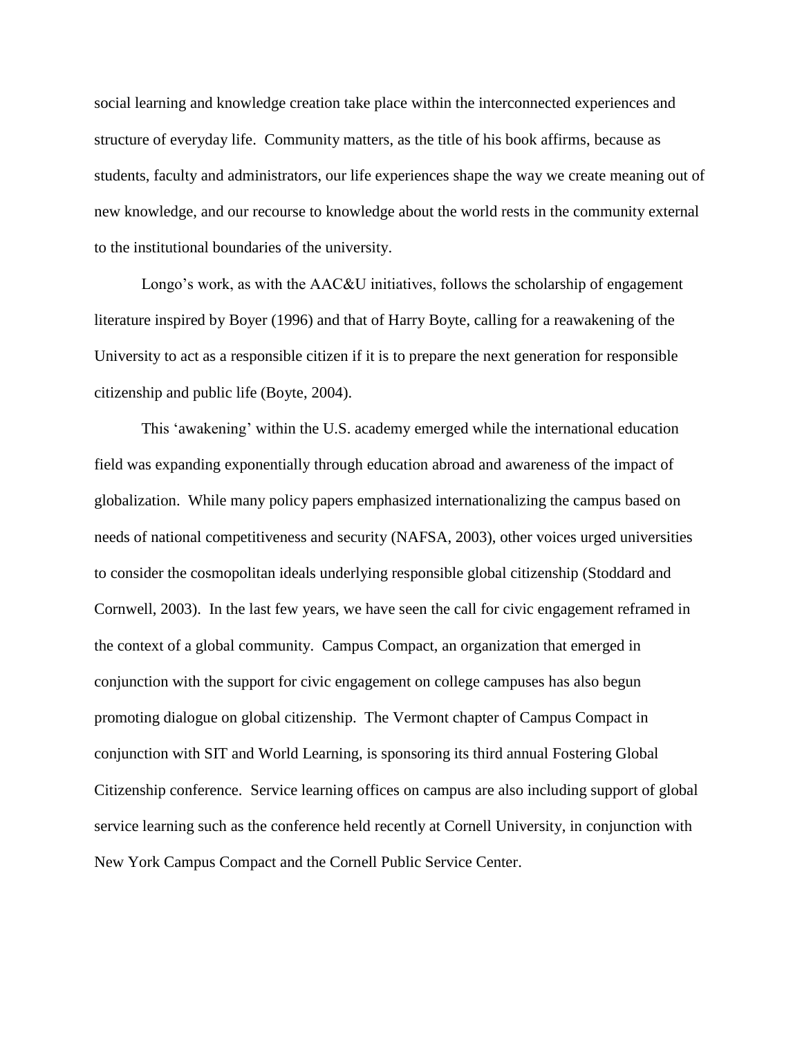social learning and knowledge creation take place within the interconnected experiences and structure of everyday life. Community matters, as the title of his book affirms, because as students, faculty and administrators, our life experiences shape the way we create meaning out of new knowledge, and our recourse to knowledge about the world rests in the community external to the institutional boundaries of the university.

Longo's work, as with the AAC&U initiatives, follows the scholarship of engagement literature inspired by Boyer (1996) and that of Harry Boyte, calling for a reawakening of the University to act as a responsible citizen if it is to prepare the next generation for responsible citizenship and public life (Boyte, 2004).

This 'awakening' within the U.S. academy emerged while the international education field was expanding exponentially through education abroad and awareness of the impact of globalization. While many policy papers emphasized internationalizing the campus based on needs of national competitiveness and security (NAFSA, 2003), other voices urged universities to consider the cosmopolitan ideals underlying responsible global citizenship (Stoddard and Cornwell, 2003). In the last few years, we have seen the call for civic engagement reframed in the context of a global community. Campus Compact, an organization that emerged in conjunction with the support for civic engagement on college campuses has also begun promoting dialogue on global citizenship. The Vermont chapter of Campus Compact in conjunction with SIT and World Learning, is sponsoring its third annual Fostering Global Citizenship conference. Service learning offices on campus are also including support of global service learning such as the conference held recently at Cornell University, in conjunction with New York Campus Compact and the Cornell Public Service Center.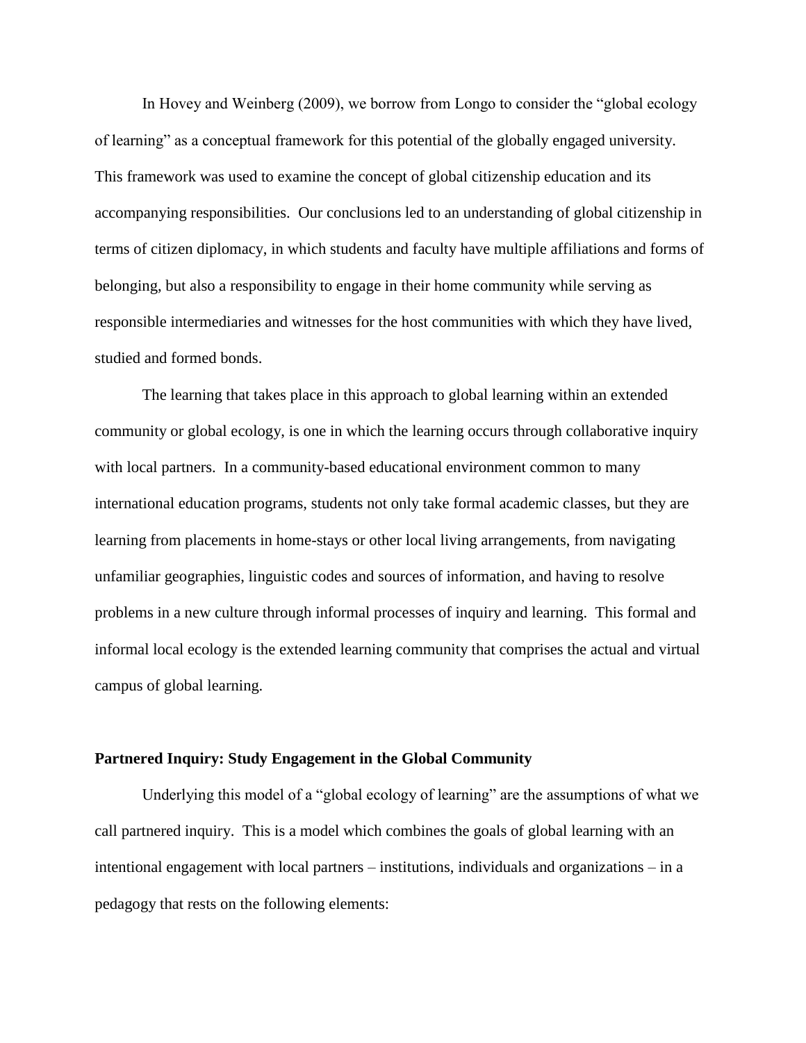In Hovey and Weinberg (2009), we borrow from Longo to consider the "global ecology of learning" as a conceptual framework for this potential of the globally engaged university. This framework was used to examine the concept of global citizenship education and its accompanying responsibilities. Our conclusions led to an understanding of global citizenship in terms of citizen diplomacy, in which students and faculty have multiple affiliations and forms of belonging, but also a responsibility to engage in their home community while serving as responsible intermediaries and witnesses for the host communities with which they have lived, studied and formed bonds.

The learning that takes place in this approach to global learning within an extended community or global ecology, is one in which the learning occurs through collaborative inquiry with local partners. In a community-based educational environment common to many international education programs, students not only take formal academic classes, but they are learning from placements in home-stays or other local living arrangements, from navigating unfamiliar geographies, linguistic codes and sources of information, and having to resolve problems in a new culture through informal processes of inquiry and learning. This formal and informal local ecology is the extended learning community that comprises the actual and virtual campus of global learning.

**Partnered Inquiry: Study Engagement in the Global Community**

Underlying this model of a "global ecology of learning" are the assumptions of what we call partnered inquiry. This is a model which combines the goals of global learning with an intentional engagement with local partners – institutions, individuals and organizations – in a pedagogy that rests on the following elements: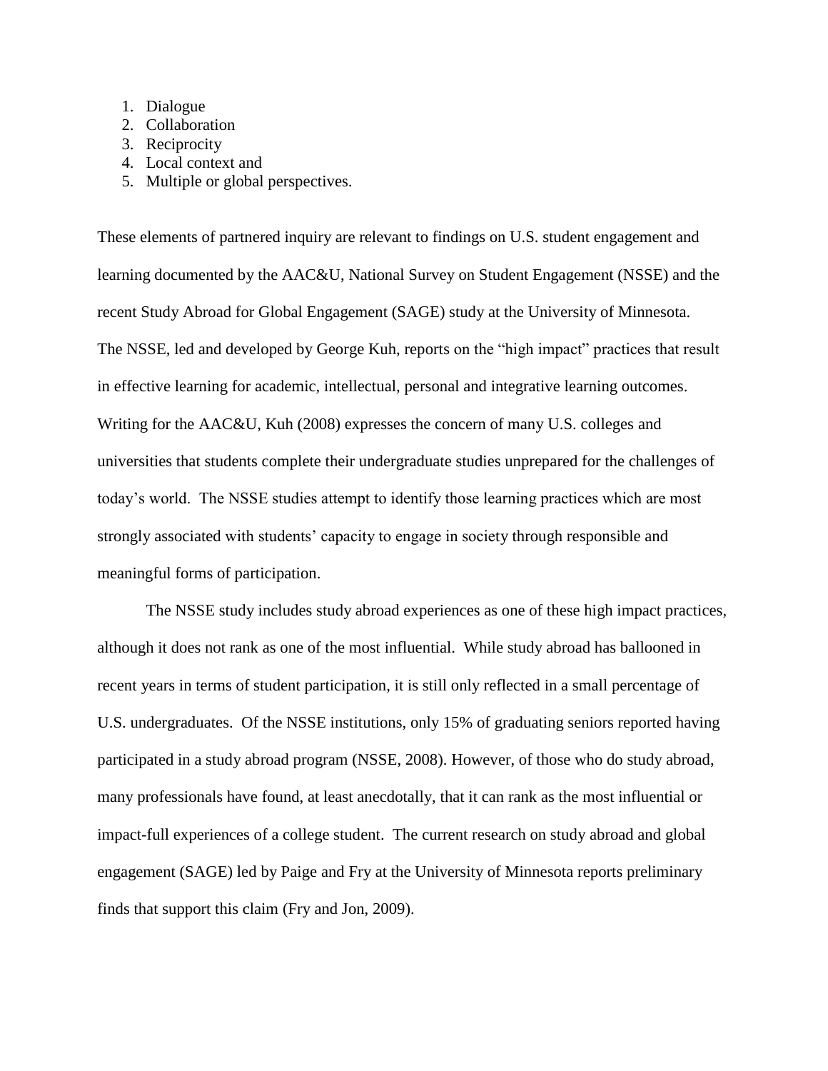1. Dialogue
2. Collaboration
3. Reciprocity
4. Local context and
5. Multiple or global perspectives.

These elements of partnered inquiry are relevant to findings on U.S. student engagement and learning documented by the AAC&U, National Survey on Student Engagement (NSSE) and the recent Study Abroad for Global Engagement (SAGE) study at the University of Minnesota. The NSSE, led and developed by George Kuh, reports on the "high impact" practices that result in effective learning for academic, intellectual, personal and integrative learning outcomes. Writing for the AAC&U, Kuh (2008) expresses the concern of many U.S. colleges and universities that students complete their undergraduate studies unprepared for the challenges of today's world. The NSSE studies attempt to identify those learning practices which are most strongly associated with students' capacity to engage in society through responsible and meaningful forms of participation.

The NSSE study includes study abroad experiences as one of these high impact practices, although it does not rank as one of the most influential. While study abroad has ballooned in recent years in terms of student participation, it is still only reflected in a small percentage of U.S. undergraduates. Of the NSSE institutions, only 15% of graduating seniors reported having participated in a study abroad program (NSSE, 2008). However, of those who do study abroad, many professionals have found, at least anecdotally, that it can rank as the most influential or impact-full experiences of a college student. The current research on study abroad and global engagement (SAGE) led by Paige and Fry at the University of Minnesota reports preliminary finds that support this claim (Fry and Jon, 2009).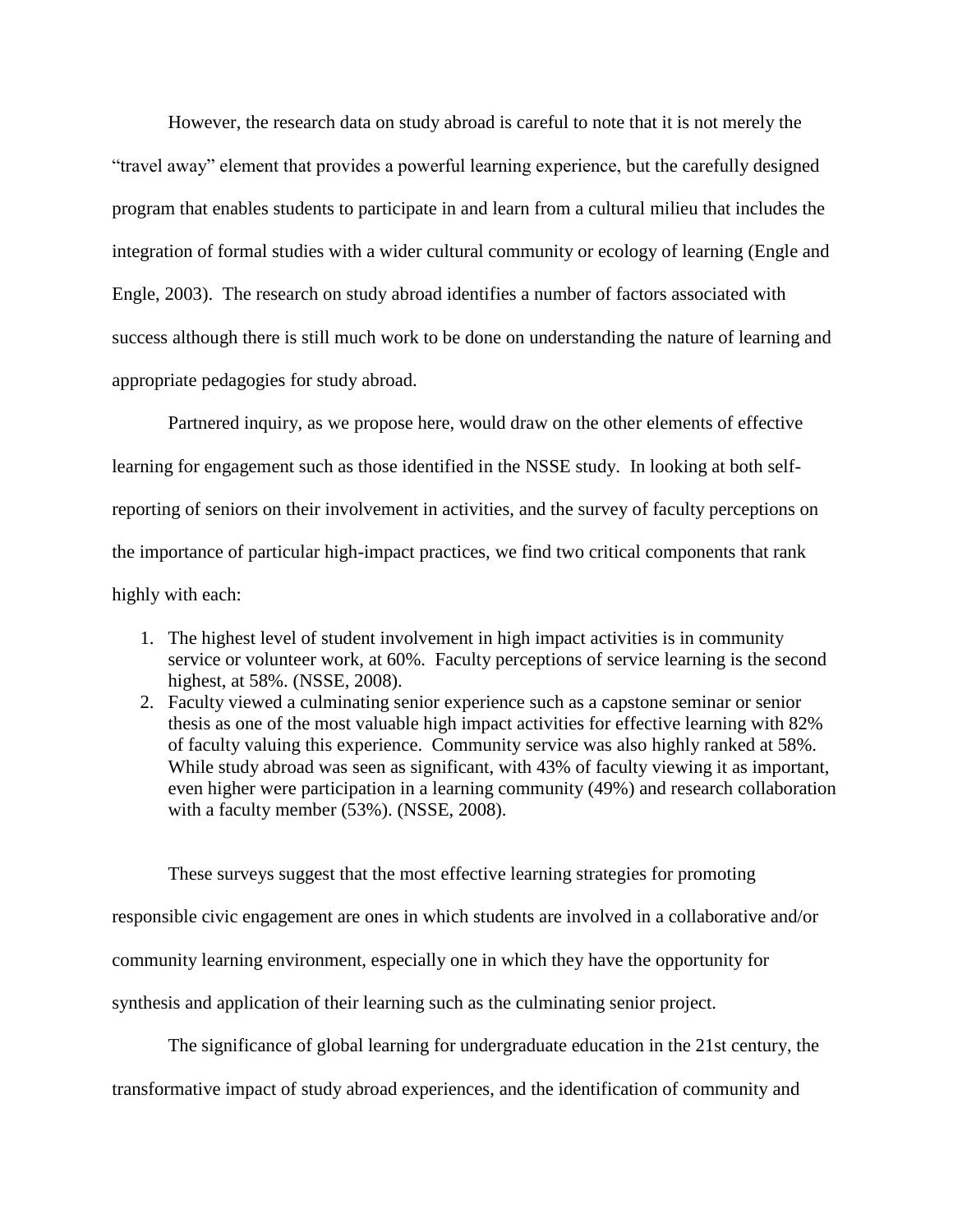However, the research data on study abroad is careful to note that it is not merely the "travel away" element that provides a powerful learning experience, but the carefully designed program that enables students to participate in and learn from a cultural milieu that includes the integration of formal studies with a wider cultural community or ecology of learning (Engle and Engle, 2003). The research on study abroad identifies a number of factors associated with success although there is still much work to be done on understanding the nature of learning and appropriate pedagogies for study abroad.

Partnered inquiry, as we propose here, would draw on the other elements of effective learning for engagement such as those identified in the NSSE study. In looking at both self-reporting of seniors on their involvement in activities, and the survey of faculty perceptions on the importance of particular high-impact practices, we find two critical components that rank highly with each:

1. The highest level of student involvement in high impact activities is in community service or volunteer work, at 60%. Faculty perceptions of service learning is the second highest, at 58%. (NSSE, 2008).
2. Faculty viewed a culminating senior experience such as a capstone seminar or senior thesis as one of the most valuable high impact activities for effective learning with 82% of faculty valuing this experience. Community service was also highly ranked at 58%. While study abroad was seen as significant, with 43% of faculty viewing it as important, even higher were participation in a learning community (49%) and research collaboration with a faculty member (53%). (NSSE, 2008).

These surveys suggest that the most effective learning strategies for promoting responsible civic engagement are ones in which students are involved in a collaborative and/or community learning environment, especially one in which they have the opportunity for synthesis and application of their learning such as the culminating senior project.

The significance of global learning for undergraduate education in the 21st century, the transformative impact of study abroad experiences, and the identification of community and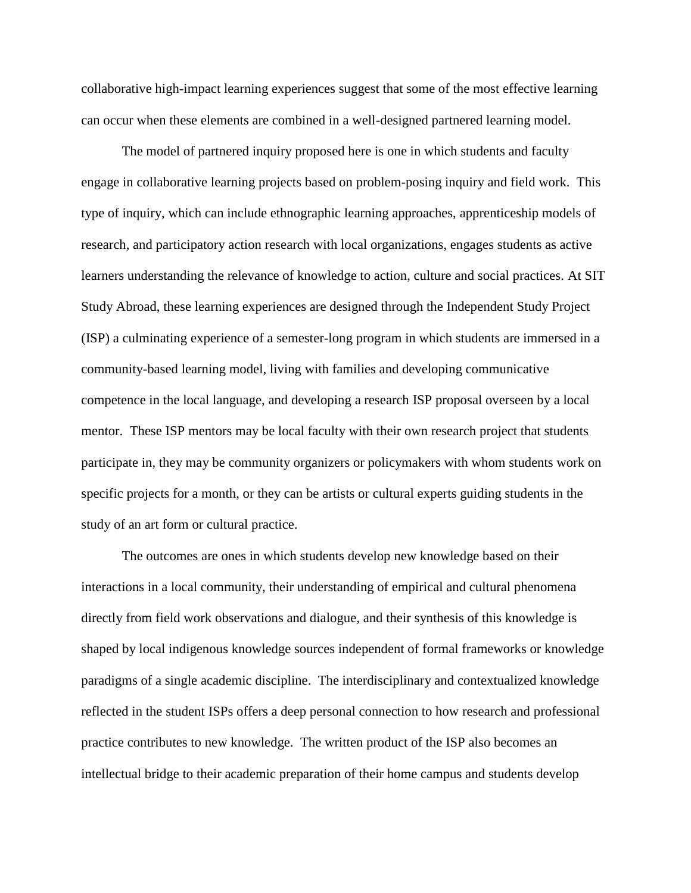collaborative high-impact learning experiences suggest that some of the most effective learning can occur when these elements are combined in a well-designed partnered learning model.

The model of partnered inquiry proposed here is one in which students and faculty engage in collaborative learning projects based on problem-posing inquiry and field work. This type of inquiry, which can include ethnographic learning approaches, apprenticeship models of research, and participatory action research with local organizations, engages students as active learners understanding the relevance of knowledge to action, culture and social practices. At SIT Study Abroad, these learning experiences are designed through the Independent Study Project (ISP) a culminating experience of a semester-long program in which students are immersed in a community-based learning model, living with families and developing communicative competence in the local language, and developing a research ISP proposal overseen by a local mentor. These ISP mentors may be local faculty with their own research project that students participate in, they may be community organizers or policymakers with whom students work on specific projects for a month, or they can be artists or cultural experts guiding students in the study of an art form or cultural practice.

The outcomes are ones in which students develop new knowledge based on their interactions in a local community, their understanding of empirical and cultural phenomena directly from field work observations and dialogue, and their synthesis of this knowledge is shaped by local indigenous knowledge sources independent of formal frameworks or knowledge paradigms of a single academic discipline. The interdisciplinary and contextualized knowledge reflected in the student ISPs offers a deep personal connection to how research and professional practice contributes to new knowledge. The written product of the ISP also becomes an intellectual bridge to their academic preparation of their home campus and students develop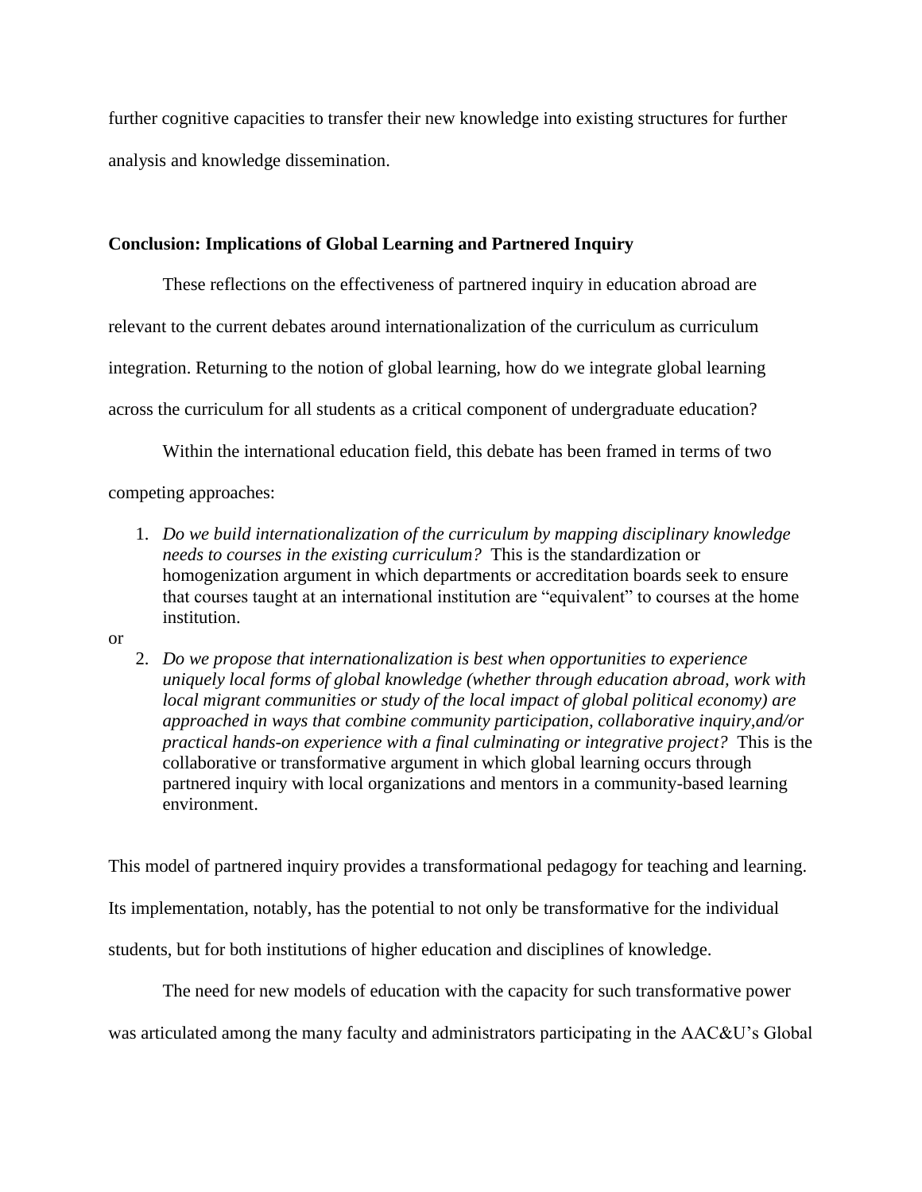further cognitive capacities to transfer their new knowledge into existing structures for further analysis and knowledge dissemination.

**Conclusion: Implications of Global Learning and Partnered Inquiry**

These reflections on the effectiveness of partnered inquiry in education abroad are relevant to the current debates around internationalization of the curriculum as curriculum integration. Returning to the notion of global learning, how do we integrate global learning across the curriculum for all students as a critical component of undergraduate education?

Within the international education field, this debate has been framed in terms of two competing approaches:

1. *Do we build internationalization of the curriculum by mapping disciplinary knowledge needs to courses in the existing curriculum?* This is the standardization or homogenization argument in which departments or accreditation boards seek to ensure that courses taught at an international institution are "equivalent" to courses at the home institution.

or

2. *Do we propose that internationalization is best when opportunities to experience uniquely local forms of global knowledge (whether through education abroad, work with local migrant communities or study of the local impact of global political economy) are approached in ways that combine community participation, collaborative inquiry,and/or practical hands-on experience with a final culminating or integrative project?* This is the collaborative or transformative argument in which global learning occurs through partnered inquiry with local organizations and mentors in a community-based learning environment.

This model of partnered inquiry provides a transformational pedagogy for teaching and learning. Its implementation, notably, has the potential to not only be transformative for the individual students, but for both institutions of higher education and disciplines of knowledge.

The need for new models of education with the capacity for such transformative power was articulated among the many faculty and administrators participating in the AAC&U's Global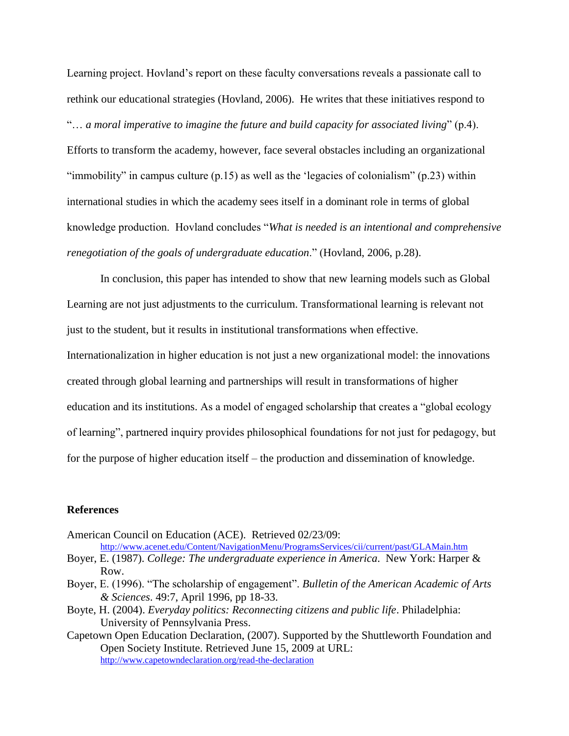Learning project. Hovland's report on these faculty conversations reveals a passionate call to rethink our educational strategies (Hovland, 2006). He writes that these initiatives respond to "*… a moral imperative to imagine the future and build capacity for associated living*" (p.4). Efforts to transform the academy, however, face several obstacles including an organizational "immobility" in campus culture (p.15) as well as the 'legacies of colonialism" (p.23) within international studies in which the academy sees itself in a dominant role in terms of global knowledge production. Hovland concludes "*What is needed is an intentional and comprehensive renegotiation of the goals of undergraduate education*." (Hovland, 2006, p.28).

In conclusion, this paper has intended to show that new learning models such as Global Learning are not just adjustments to the curriculum. Transformational learning is relevant not just to the student, but it results in institutional transformations when effective. Internationalization in higher education is not just a new organizational model: the innovations created through global learning and partnerships will result in transformations of higher education and its institutions. As a model of engaged scholarship that creates a "global ecology of learning", partnered inquiry provides philosophical foundations for not just for pedagogy, but for the purpose of higher education itself – the production and dissemination of knowledge.

## References

American Council on Education (ACE). Retrieved 02/23/09: http://www.acenet.edu/Content/NavigationMenu/ProgramsServices/cii/current/past/GLAMain.htm

Boyer, E. (1987). *College: The undergraduate experience in America*. New York: Harper & Row.

Boyer, E. (1996). "The scholarship of engagement". *Bulletin of the American Academic of Arts & Sciences*. 49:7, April 1996, pp 18-33.

Boyte, H. (2004). *Everyday politics: Reconnecting citizens and public life*. Philadelphia: University of Pennsylvania Press.

Capetown Open Education Declaration, (2007). Supported by the Shuttleworth Foundation and Open Society Institute. Retrieved June 15, 2009 at URL: http://www.capetowndeclaration.org/read-the-declaration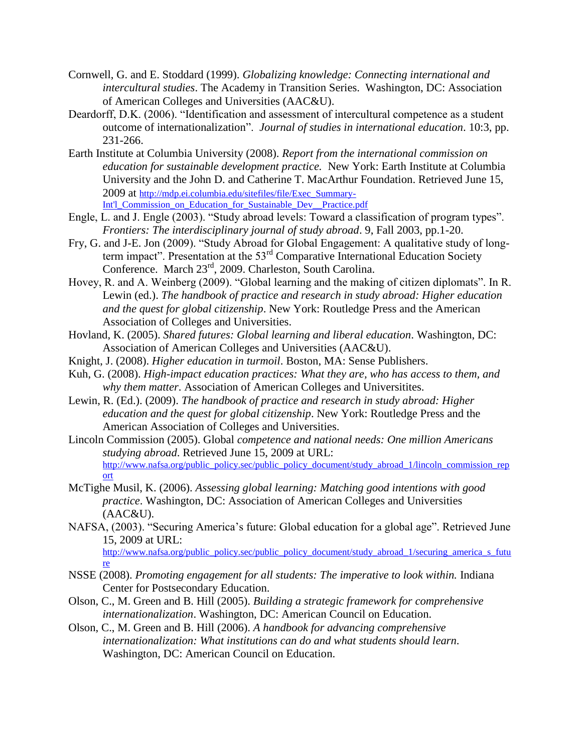Cornwell, G. and E. Stoddard (1999). *Globalizing knowledge: Connecting international and intercultural studies*. The Academy in Transition Series. Washington, DC: Association of American Colleges and Universities (AAC&U).

Deardorff, D.K. (2006). "Identification and assessment of intercultural competence as a student outcome of internationalization". *Journal of studies in international education*. 10:3, pp. 231-266.

Earth Institute at Columbia University (2008). *Report from the international commission on education for sustainable development practice.* New York: Earth Institute at Columbia University and the John D. and Catherine T. MacArthur Foundation. Retrieved June 15, 2009 at http://mdp.ei.columbia.edu/sitefiles/file/Exec_Summary-Int'l_Commission_on_Education_for_Sustainable_Dev__Practice.pdf

Engle, L. and J. Engle (2003). "Study abroad levels: Toward a classification of program types". *Frontiers: The interdisciplinary journal of study abroad*. 9, Fall 2003, pp.1-20.

Fry, G. and J-E. Jon (2009). "Study Abroad for Global Engagement: A qualitative study of long-term impact". Presentation at the 53rd Comparative International Education Society Conference. March 23rd, 2009. Charleston, South Carolina.

Hovey, R. and A. Weinberg (2009). "Global learning and the making of citizen diplomats". In R. Lewin (ed.). *The handbook of practice and research in study abroad: Higher education and the quest for global citizenship*. New York: Routledge Press and the American Association of Colleges and Universities.

Hovland, K. (2005). *Shared futures: Global learning and liberal education*. Washington, DC: Association of American Colleges and Universities (AAC&U).

Knight, J. (2008). *Higher education in turmoil*. Boston, MA: Sense Publishers.

Kuh, G. (2008). *High-impact education practices: What they are, who has access to them, and why them matter*. Association of American Colleges and Universitites.

Lewin, R. (Ed.). (2009). *The handbook of practice and research in study abroad: Higher education and the quest for global citizenship*. New York: Routledge Press and the American Association of Colleges and Universities.

Lincoln Commission (2005). Global *competence and national needs: One million Americans studying abroad*. Retrieved June 15, 2009 at URL: http://www.nafsa.org/public_policy.sec/public_policy_document/study_abroad_1/lincoln_commission_report

McTighe Musil, K. (2006). *Assessing global learning: Matching good intentions with good practice*. Washington, DC: Association of American Colleges and Universities (AAC&U).

NAFSA, (2003). "Securing America's future: Global education for a global age". Retrieved June 15, 2009 at URL: http://www.nafsa.org/public_policy.sec/public_policy_document/study_abroad_1/securing_america_s_future

NSSE (2008). *Promoting engagement for all students: The imperative to look within.* Indiana Center for Postsecondary Education.

Olson, C., M. Green and B. Hill (2005). *Building a strategic framework for comprehensive internationalization*. Washington, DC: American Council on Education.

Olson, C., M. Green and B. Hill (2006). *A handbook for advancing comprehensive internationalization: What institutions can do and what students should learn*. Washington, DC: American Council on Education.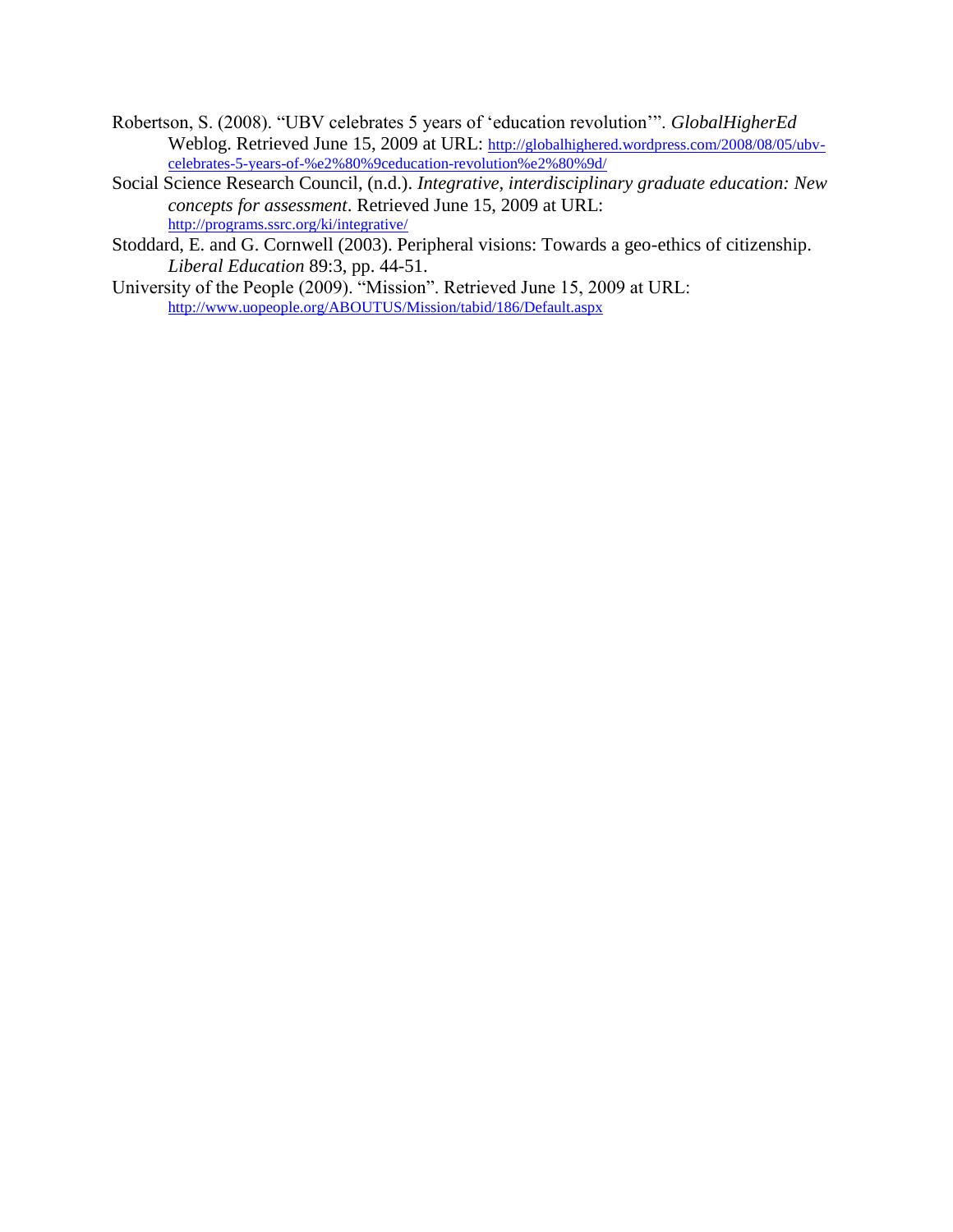Robertson, S. (2008). "UBV celebrates 5 years of 'education revolution'". *GlobalHigherEd* Weblog. Retrieved June 15, 2009 at URL: http://globalhighered.wordpress.com/2008/08/05/ubv-celebrates-5-years-of-%e2%80%9ceducation-revolution%e2%80%9d/

Social Science Research Council, (n.d.). *Integrative, interdisciplinary graduate education: New concepts for assessment*. Retrieved June 15, 2009 at URL: http://programs.ssrc.org/ki/integrative/

Stoddard, E. and G. Cornwell (2003). Peripheral visions: Towards a geo-ethics of citizenship. *Liberal Education* 89:3, pp. 44-51.

University of the People (2009). "Mission". Retrieved June 15, 2009 at URL: http://www.uopeople.org/ABOUTUS/Mission/tabid/186/Default.aspx